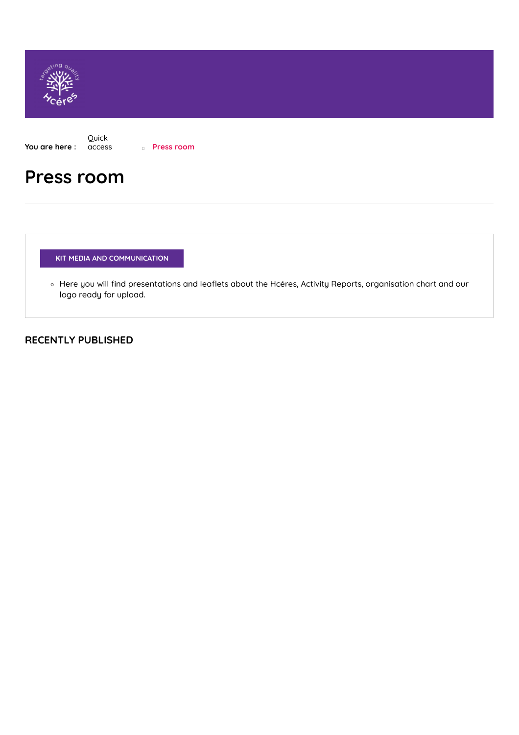You are here : Quick access Press room

# Press room

**KIT MEDIA AND COMMUNICATION**

- Here you will find presentations and leaflets about the Hcéres, Activity Reports, organisation chart and our logo ready for upload.

## RECENTLY PUBLISHED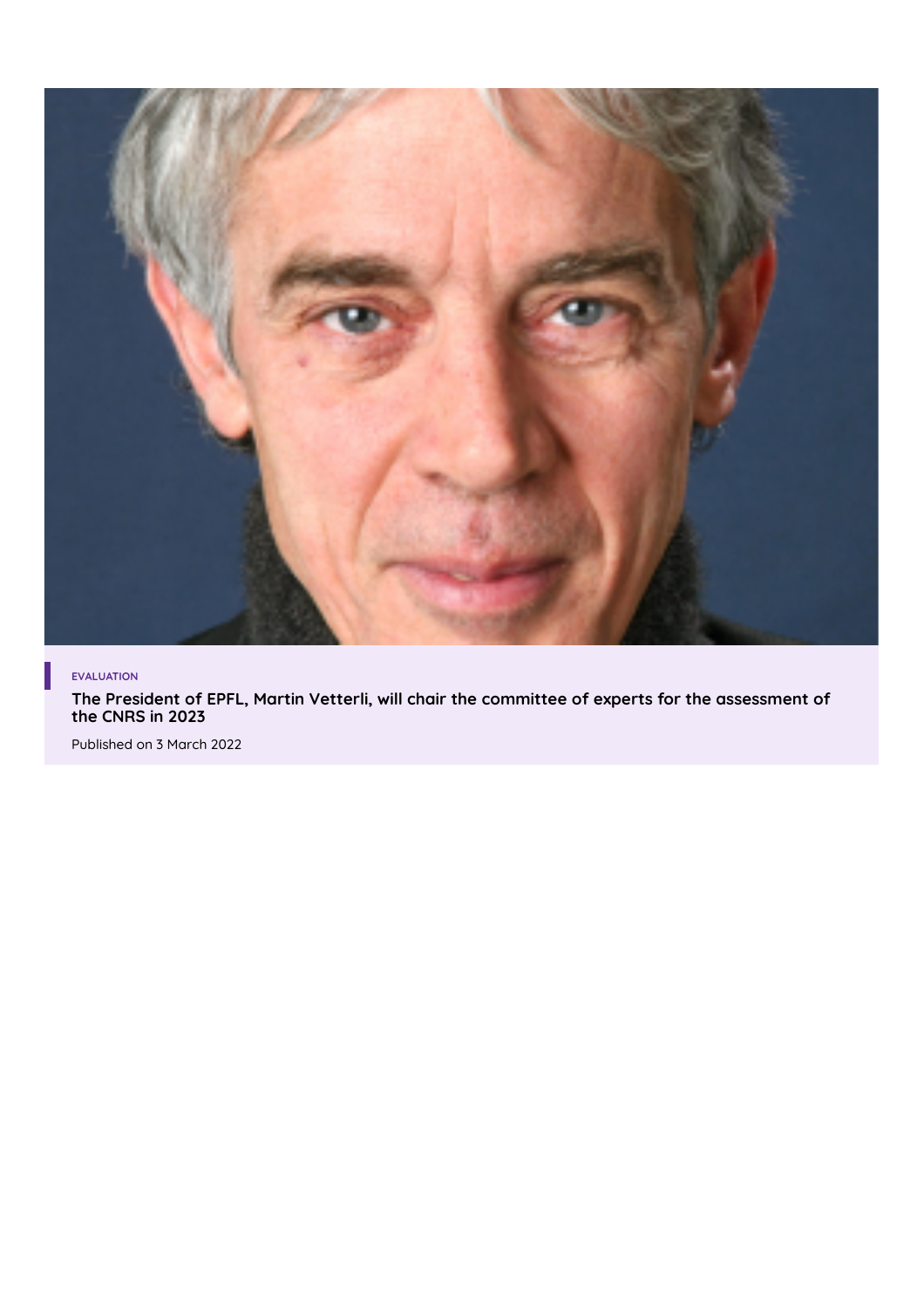EVALUATION

**The President of EPFL, Martin Vetterli, will chair the committee of experts for the assessment of the CNRS in 2023**

Published on 3 March 2022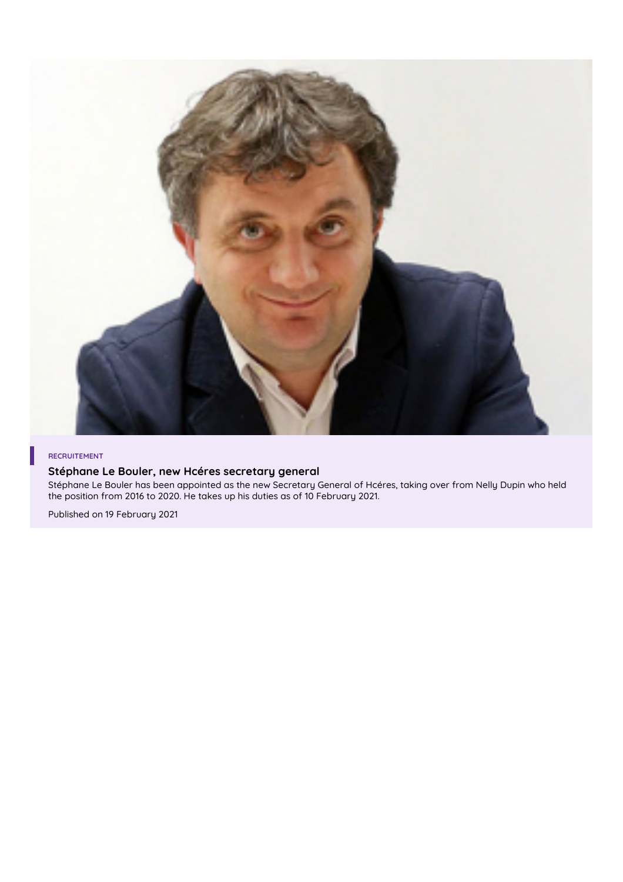RECRUITEMENT

### Stéphane Le Bouler, new Hcéres secretary general

Stéphane Le Bouler has been appointed as the new Secretary General of Hcéres, taking over from Nelly Dupin who held the position from 2016 to 2020. He takes up his duties as of 10 February 2021.

Published on 19 February 2021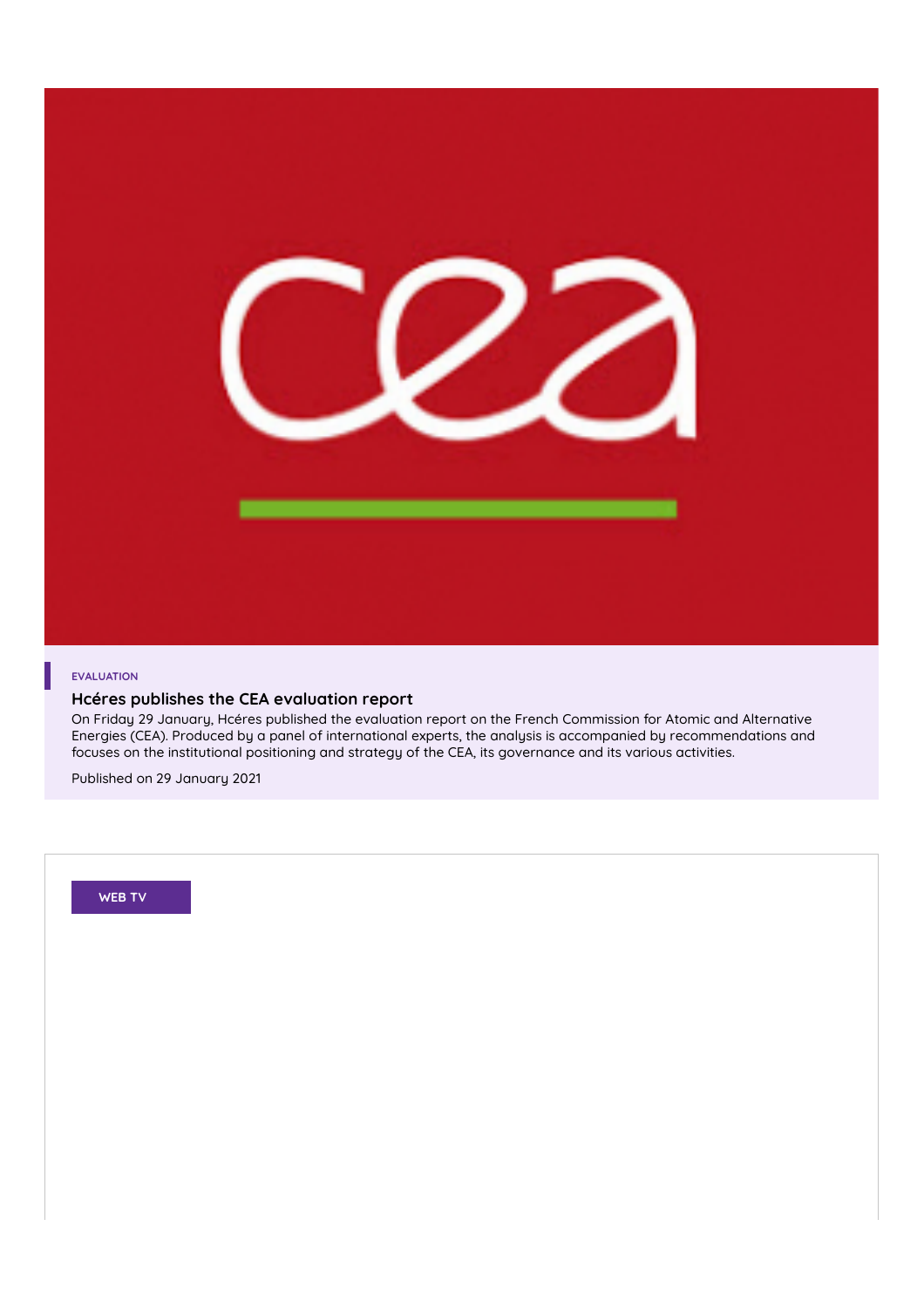EVALUATION

### Hcéres publishes the CEA evaluation report

On Friday 29 January, Hcéres published the evaluation report on the French Commission for Atomic and Alternative Energies (CEA). Produced by a panel of international experts, the analysis is accompanied by recommendations and focuses on the institutional positioning and strategy of the CEA, its governance and its various activities.

Published on 29 January 2021

WEB TV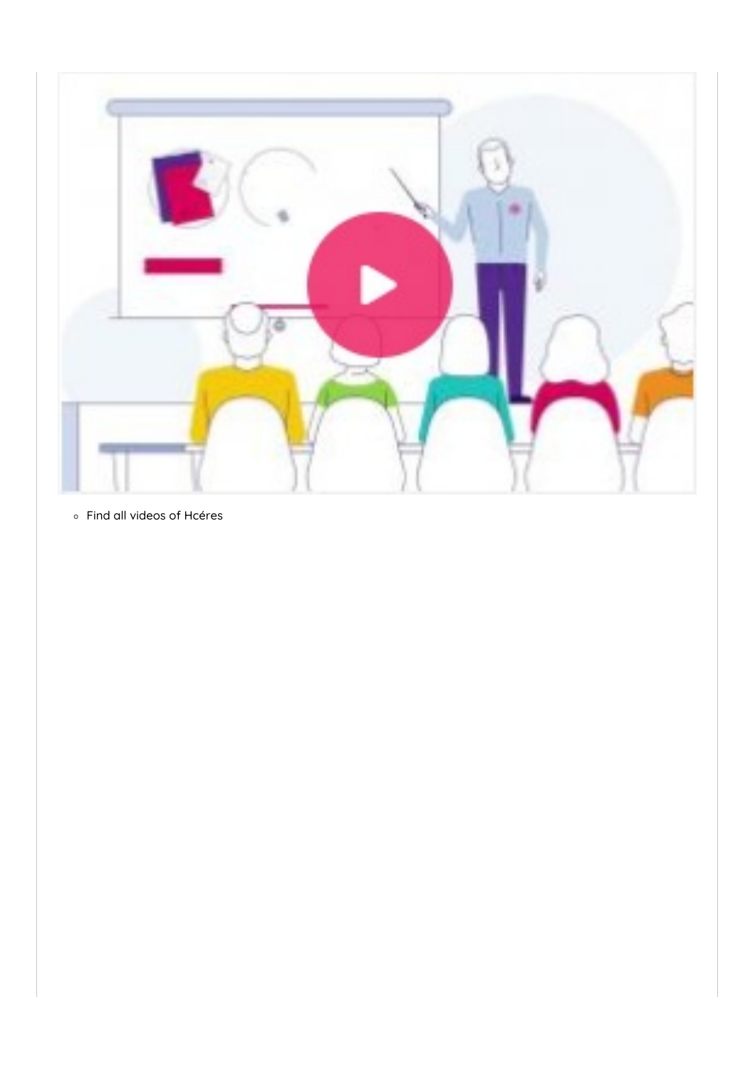- Find all videos of Hcéres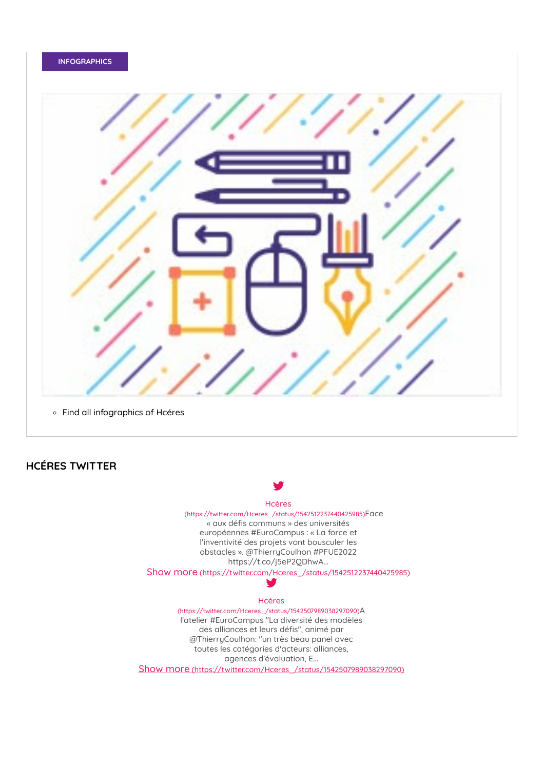INFOGRAPHICS

- Find all infographics of Hcéres

## HCÉRES TWITTER

Hcéres
(https://twitter.com/Hceres_/status/1542512237440425985)Face « aux défis communs » des universités européennes #EuroCampus : « La force et l'inventivité des projets vont bousculer les obstacles ». @ThierryCoulhon #PFUE2022 https://t.co/j5eP2QDhwA...

Show more (https://twitter.com/Hceres_/status/1542512237440425985)

Hcéres
(https://twitter.com/Hceres_/status/1542507989038297090)A l'atelier #EuroCampus "La diversité des modèles des alliances et leurs défis", animé par @ThierryCoulhon: "un très beau panel avec toutes les catégories d'acteurs: alliances, agences d'évaluation, E...

Show more (https://twitter.com/Hceres_/status/1542507989038297090)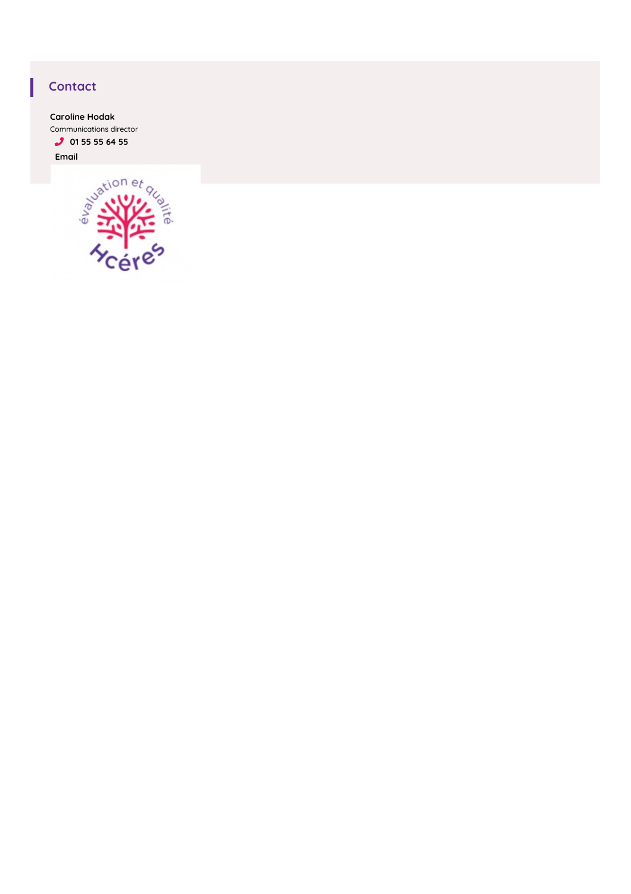## Contact

**Caroline Hodak**

Communications director

**01 55 55 64 55**

**Email**